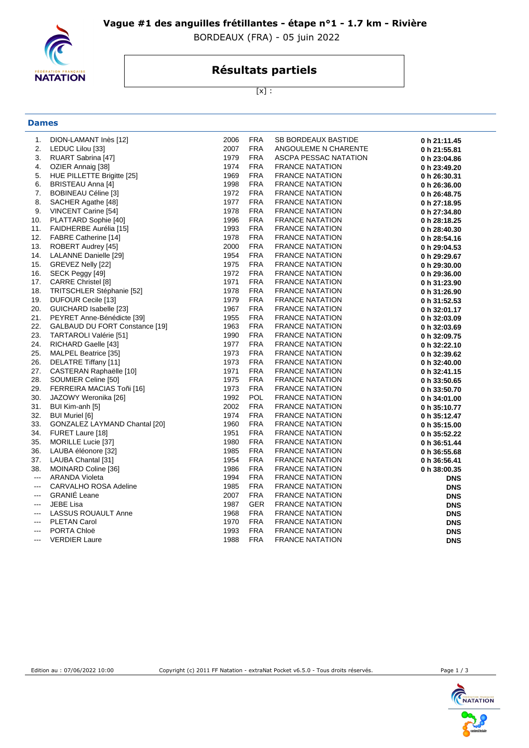# Vague #1 des anguilles frétillantes - étape n°1 - 1.7 km - Rivière

BORDEAUX (FRA) - 05 juin 2022

## Résultats partiels

[x] :

### Dames

| | | | | | |
|---|---|---|---|---|---|
| 1. | DION-LAMANT Inès [12] | 2006 | FRA | SB BORDEAUX BASTIDE | **0 h 21:11.45** |
| 2. | LEDUC Lilou [33] | 2007 | FRA | ANGOULEME N CHARENTE | **0 h 21:55.81** |
| 3. | RUART Sabrina [47] | 1979 | FRA | ASCPA PESSAC NATATION | **0 h 23:04.86** |
| 4. | OZIER Annaig [38] | 1974 | FRA | FRANCE NATATION | **0 h 23:49.20** |
| 5. | HUE PILLETTE Brigitte [25] | 1969 | FRA | FRANCE NATATION | **0 h 26:30.31** |
| 6. | BRISTEAU Anna [4] | 1998 | FRA | FRANCE NATATION | **0 h 26:36.00** |
| 7. | BOBINEAU Céline [3] | 1972 | FRA | FRANCE NATATION | **0 h 26:48.75** |
| 8. | SACHER Agathe [48] | 1977 | FRA | FRANCE NATATION | **0 h 27:18.95** |
| 9. | VINCENT Carine [54] | 1978 | FRA | FRANCE NATATION | **0 h 27:34.80** |
| 10. | PLATTARD Sophie [40] | 1996 | FRA | FRANCE NATATION | **0 h 28:18.25** |
| 11. | FAIDHERBE Aurélia [15] | 1993 | FRA | FRANCE NATATION | **0 h 28:40.30** |
| 12. | FABRE Catherine [14] | 1978 | FRA | FRANCE NATATION | **0 h 28:54.16** |
| 13. | ROBERT Audrey [45] | 2000 | FRA | FRANCE NATATION | **0 h 29:04.53** |
| 14. | LALANNE Danielle [29] | 1954 | FRA | FRANCE NATATION | **0 h 29:29.67** |
| 15. | GREVEZ Nelly [22] | 1975 | FRA | FRANCE NATATION | **0 h 29:30.00** |
| 16. | SECK Peggy [49] | 1972 | FRA | FRANCE NATATION | **0 h 29:36.00** |
| 17. | CARRE Christel [8] | 1971 | FRA | FRANCE NATATION | **0 h 31:23.90** |
| 18. | TRITSCHLER Stéphanie [52] | 1978 | FRA | FRANCE NATATION | **0 h 31:26.90** |
| 19. | DUFOUR Cecile [13] | 1979 | FRA | FRANCE NATATION | **0 h 31:52.53** |
| 20. | GUICHARD Isabelle [23] | 1967 | FRA | FRANCE NATATION | **0 h 32:01.17** |
| 21. | PEYRET Anne-Bénédicte [39] | 1955 | FRA | FRANCE NATATION | **0 h 32:03.09** |
| 22. | GALBAUD DU FORT Constance [19] | 1963 | FRA | FRANCE NATATION | **0 h 32:03.69** |
| 23. | TARTAROLI Valérie [51] | 1990 | FRA | FRANCE NATATION | **0 h 32:09.75** |
| 24. | RICHARD Gaelle [43] | 1977 | FRA | FRANCE NATATION | **0 h 32:22.10** |
| 25. | MALPEL Beatrice [35] | 1973 | FRA | FRANCE NATATION | **0 h 32:39.62** |
| 26. | DELATRE Tiffany [11] | 1973 | FRA | FRANCE NATATION | **0 h 32:40.00** |
| 27. | CASTERAN Raphaëlle [10] | 1971 | FRA | FRANCE NATATION | **0 h 32:41.15** |
| 28. | SOUMIER Celine [50] | 1975 | FRA | FRANCE NATATION | **0 h 33:50.65** |
| 29. | FERREIRA MACIAS Toñi [16] | 1973 | FRA | FRANCE NATATION | **0 h 33:50.70** |
| 30. | JAZOWY Weronika [26] | 1992 | POL | FRANCE NATATION | **0 h 34:01.00** |
| 31. | BUI Kim-anh [5] | 2002 | FRA | FRANCE NATATION | **0 h 35:10.77** |
| 32. | BUI Muriel [6] | 1974 | FRA | FRANCE NATATION | **0 h 35:12.47** |
| 33. | GONZALEZ LAYMAND Chantal [20] | 1960 | FRA | FRANCE NATATION | **0 h 35:15.00** |
| 34. | FURET Laure [18] | 1951 | FRA | FRANCE NATATION | **0 h 35:52.22** |
| 35. | MORILLE Lucie [37] | 1980 | FRA | FRANCE NATATION | **0 h 36:51.44** |
| 36. | LAUBA éléonore [32] | 1985 | FRA | FRANCE NATATION | **0 h 36:55.68** |
| 37. | LAUBA Chantal [31] | 1954 | FRA | FRANCE NATATION | **0 h 36:56.41** |
| 38. | MOINARD Coline [36] | 1986 | FRA | FRANCE NATATION | **0 h 38:00.35** |
| --- | ARANDA Violeta | 1994 | FRA | FRANCE NATATION | **DNS** |
| --- | CARVALHO ROSA Adeline | 1985 | FRA | FRANCE NATATION | **DNS** |
| --- | GRANIÉ Leane | 2007 | FRA | FRANCE NATATION | **DNS** |
| --- | JEBE Lisa | 1987 | GER | FRANCE NATATION | **DNS** |
| --- | LASSUS ROUAULT Anne | 1968 | FRA | FRANCE NATATION | **DNS** |
| --- | PLETAN Carol | 1970 | FRA | FRANCE NATATION | **DNS** |
| --- | PORTA Chloë | 1993 | FRA | FRANCE NATATION | **DNS** |
| --- | VERDIER Laure | 1988 | FRA | FRANCE NATATION | **DNS** |

Edition au : 07/06/2022 10:00 Copyright (c) 2011 FF Natation - extraNat Pocket v6.5.0 - Tous droits réservés.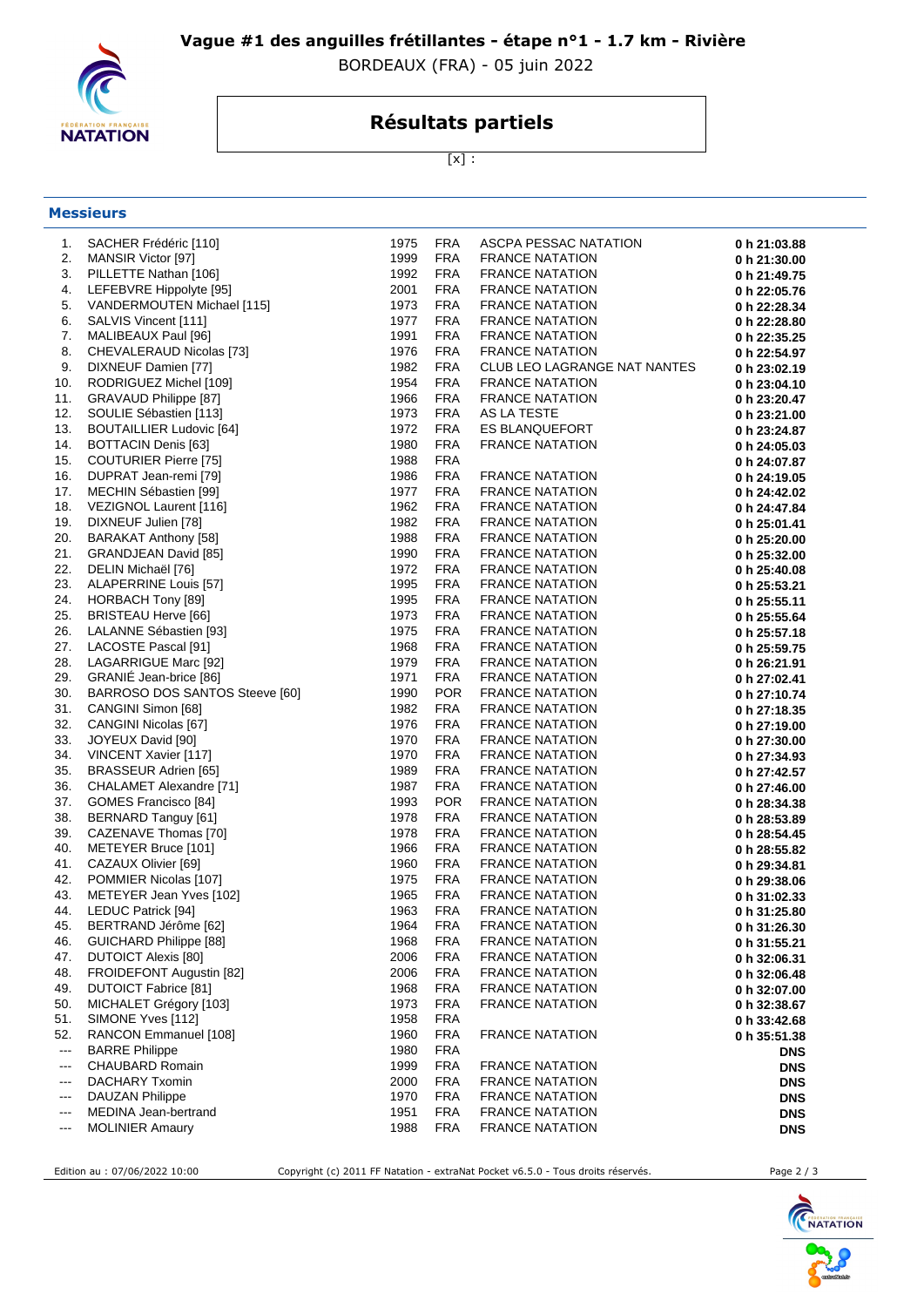# Vague #1 des anguilles frétillantes - étape n°1 - 1.7 km - Rivière

BORDEAUX (FRA) - 05 juin 2022

## Résultats partiels

[x] :

### Messieurs

| | | | | | |
|---|---|---|---|---|---|
| 1. | SACHER Frédéric [110] | 1975 | FRA | ASCPA PESSAC NATATION | **0 h 21:03.88** |
| 2. | MANSIR Victor [97] | 1999 | FRA | FRANCE NATATION | **0 h 21:30.00** |
| 3. | PILLETTE Nathan [106] | 1992 | FRA | FRANCE NATATION | **0 h 21:49.75** |
| 4. | LEFEBVRE Hippolyte [95] | 2001 | FRA | FRANCE NATATION | **0 h 22:05.76** |
| 5. | VANDERMOUTEN Michael [115] | 1973 | FRA | FRANCE NATATION | **0 h 22:28.34** |
| 6. | SALVIS Vincent [111] | 1977 | FRA | FRANCE NATATION | **0 h 22:28.80** |
| 7. | MALIBEAUX Paul [96] | 1991 | FRA | FRANCE NATATION | **0 h 22:35.25** |
| 8. | CHEVALERAUD Nicolas [73] | 1976 | FRA | FRANCE NATATION | **0 h 22:54.97** |
| 9. | DIXNEUF Damien [77] | 1982 | FRA | CLUB LEO LAGRANGE NAT NANTES | **0 h 23:02.19** |
| 10. | RODRIGUEZ Michel [109] | 1954 | FRA | FRANCE NATATION | **0 h 23:04.10** |
| 11. | GRAVAUD Philippe [87] | 1966 | FRA | FRANCE NATATION | **0 h 23:20.47** |
| 12. | SOULIE Sébastien [113] | 1973 | FRA | AS LA TESTE | **0 h 23:21.00** |
| 13. | BOUTAILLIER Ludovic [64] | 1972 | FRA | ES BLANQUEFORT | **0 h 23:24.87** |
| 14. | BOTTACIN Denis [63] | 1980 | FRA | FRANCE NATATION | **0 h 24:05.03** |
| 15. | COUTURIER Pierre [75] | 1988 | FRA | | **0 h 24:07.87** |
| 16. | DUPRAT Jean-remi [79] | 1986 | FRA | FRANCE NATATION | **0 h 24:19.05** |
| 17. | MECHIN Sébastien [99] | 1977 | FRA | FRANCE NATATION | **0 h 24:42.02** |
| 18. | VEZIGNOL Laurent [116] | 1962 | FRA | FRANCE NATATION | **0 h 24:47.84** |
| 19. | DIXNEUF Julien [78] | 1982 | FRA | FRANCE NATATION | **0 h 25:01.41** |
| 20. | BARAKAT Anthony [58] | 1988 | FRA | FRANCE NATATION | **0 h 25:20.00** |
| 21. | GRANDJEAN David [85] | 1990 | FRA | FRANCE NATATION | **0 h 25:32.00** |
| 22. | DELIN Michaël [76] | 1972 | FRA | FRANCE NATATION | **0 h 25:40.08** |
| 23. | ALAPERRINE Louis [57] | 1995 | FRA | FRANCE NATATION | **0 h 25:53.21** |
| 24. | HORBACH Tony [89] | 1995 | FRA | FRANCE NATATION | **0 h 25:55.11** |
| 25. | BRISTEAU Herve [66] | 1973 | FRA | FRANCE NATATION | **0 h 25:55.64** |
| 26. | LALANNE Sébastien [93] | 1975 | FRA | FRANCE NATATION | **0 h 25:57.18** |
| 27. | LACOSTE Pascal [91] | 1968 | FRA | FRANCE NATATION | **0 h 25:59.75** |
| 28. | LAGARRIGUE Marc [92] | 1979 | FRA | FRANCE NATATION | **0 h 26:21.91** |
| 29. | GRANIÉ Jean-brice [86] | 1971 | FRA | FRANCE NATATION | **0 h 27:02.41** |
| 30. | BARROSO DOS SANTOS Steeve [60] | 1990 | POR | FRANCE NATATION | **0 h 27:10.74** |
| 31. | CANGINI Simon [68] | 1982 | FRA | FRANCE NATATION | **0 h 27:18.35** |
| 32. | CANGINI Nicolas [67] | 1976 | FRA | FRANCE NATATION | **0 h 27:19.00** |
| 33. | JOYEUX David [90] | 1970 | FRA | FRANCE NATATION | **0 h 27:30.00** |
| 34. | VINCENT Xavier [117] | 1970 | FRA | FRANCE NATATION | **0 h 27:34.93** |
| 35. | BRASSEUR Adrien [65] | 1989 | FRA | FRANCE NATATION | **0 h 27:42.57** |
| 36. | CHALAMET Alexandre [71] | 1987 | FRA | FRANCE NATATION | **0 h 27:46.00** |
| 37. | GOMES Francisco [84] | 1993 | POR | FRANCE NATATION | **0 h 28:34.38** |
| 38. | BERNARD Tanguy [61] | 1978 | FRA | FRANCE NATATION | **0 h 28:53.89** |
| 39. | CAZENAVE Thomas [70] | 1978 | FRA | FRANCE NATATION | **0 h 28:54.45** |
| 40. | METEYER Bruce [101] | 1966 | FRA | FRANCE NATATION | **0 h 28:55.82** |
| 41. | CAZAUX Olivier [69] | 1960 | FRA | FRANCE NATATION | **0 h 29:34.81** |
| 42. | POMMIER Nicolas [107] | 1975 | FRA | FRANCE NATATION | **0 h 29:38.06** |
| 43. | METEYER Jean Yves [102] | 1965 | FRA | FRANCE NATATION | **0 h 31:02.33** |
| 44. | LEDUC Patrick [94] | 1963 | FRA | FRANCE NATATION | **0 h 31:25.80** |
| 45. | BERTRAND Jérôme [62] | 1964 | FRA | FRANCE NATATION | **0 h 31:26.30** |
| 46. | GUICHARD Philippe [88] | 1968 | FRA | FRANCE NATATION | **0 h 31:55.21** |
| 47. | DUTOICT Alexis [80] | 2006 | FRA | FRANCE NATATION | **0 h 32:06.31** |
| 48. | FROIDEFONT Augustin [82] | 2006 | FRA | FRANCE NATATION | **0 h 32:06.48** |
| 49. | DUTOICT Fabrice [81] | 1968 | FRA | FRANCE NATATION | **0 h 32:07.00** |
| 50. | MICHALET Grégory [103] | 1973 | FRA | FRANCE NATATION | **0 h 32:38.67** |
| 51. | SIMONE Yves [112] | 1958 | FRA | | **0 h 33:42.68** |
| 52. | RANCON Emmanuel [108] | 1960 | FRA | FRANCE NATATION | **0 h 35:51.38** |
| --- | BARRE Philippe | 1980 | FRA | | **DNS** |
| --- | CHAUBARD Romain | 1999 | FRA | FRANCE NATATION | **DNS** |
| --- | DACHARY Txomin | 2000 | FRA | FRANCE NATATION | **DNS** |
| --- | DAUZAN Philippe | 1970 | FRA | FRANCE NATATION | **DNS** |
| --- | MEDINA Jean-bertrand | 1951 | FRA | FRANCE NATATION | **DNS** |
| --- | MOLINIER Amaury | 1988 | FRA | FRANCE NATATION | **DNS** |

Edition au : 07/06/2022 10:00    Copyright (c) 2011 FF Natation - extraNat Pocket v6.5.0 - Tous droits réservés.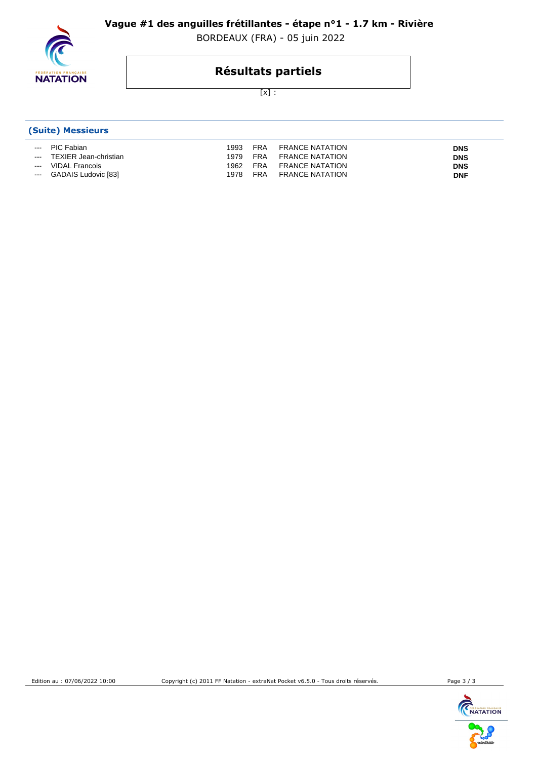Vague #1 des anguilles frétillantes - étape n°1 - 1.7 km - Rivière

BORDEAUX (FRA) - 05 juin 2022

# Résultats partiels

[x] :

## (Suite) Messieurs

| | | | | | |
|---|---|---|---|---|---|
| --- | PIC Fabian | 1993 | FRA | FRANCE NATATION | **DNS** |
| --- | TEXIER Jean-christian | 1979 | FRA | FRANCE NATATION | **DNS** |
| --- | VIDAL Francois | 1962 | FRA | FRANCE NATATION | **DNS** |
| --- | GADAIS Ludovic [83] | 1978 | FRA | FRANCE NATATION | **DNF** |

Edition au : 07/06/2022 10:00    Copyright (c) 2011 FF Natation - extraNat Pocket v6.5.0 - Tous droits réservés.